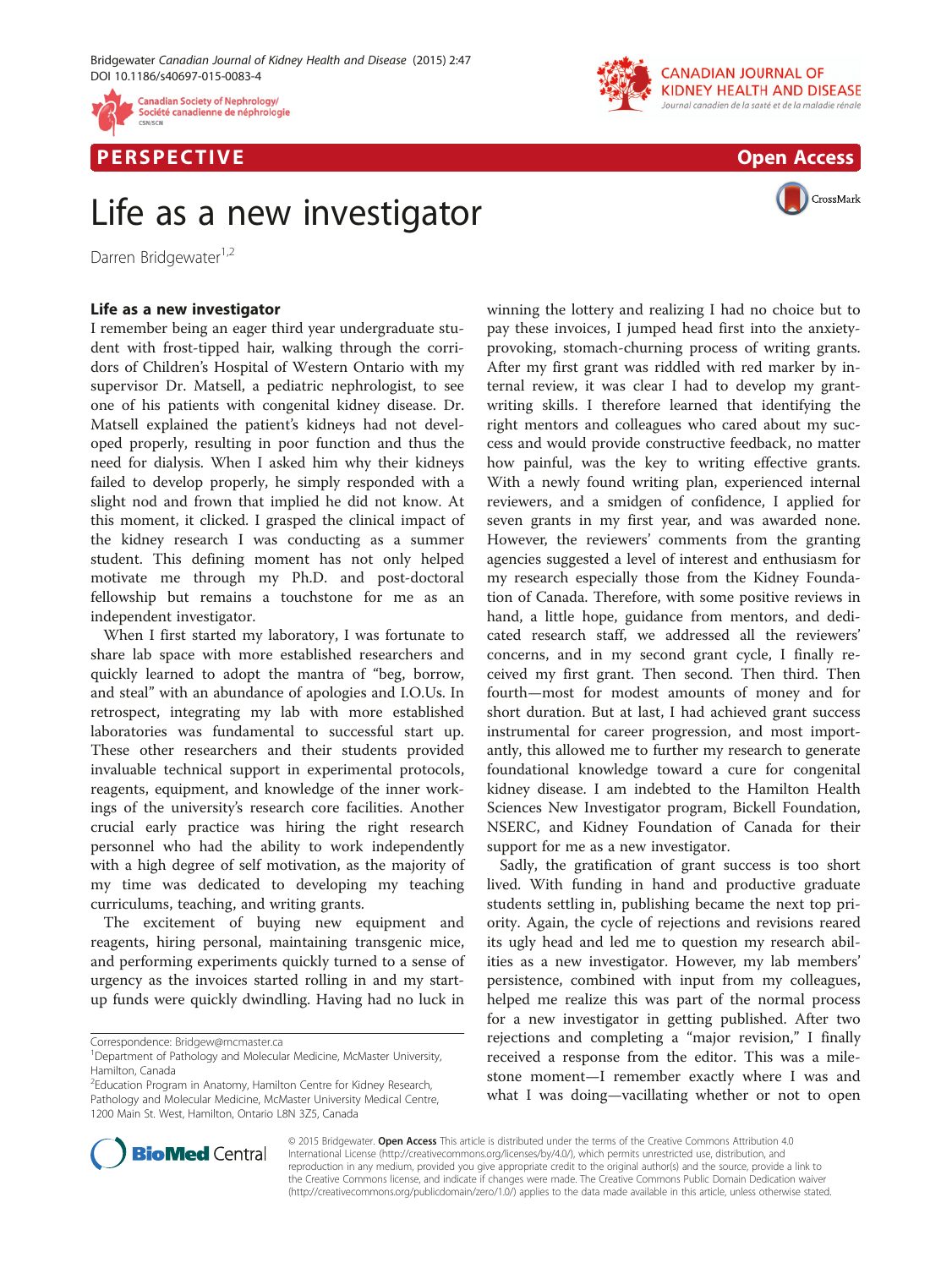# Life as a new investigator

Darren Bridgewater[1,2]

## Life as a new investigator

I remember being an eager third year undergraduate student with frost-tipped hair, walking through the corridors of Children's Hospital of Western Ontario with my supervisor Dr. Matsell, a pediatric nephrologist, to see one of his patients with congenital kidney disease. Dr. Matsell explained the patient's kidneys had not developed properly, resulting in poor function and thus the need for dialysis. When I asked him why their kidneys failed to develop properly, he simply responded with a slight nod and frown that implied he did not know. At this moment, it clicked. I grasped the clinical impact of the kidney research I was conducting as a summer student. This defining moment has not only helped motivate me through my Ph.D. and post-doctoral fellowship but remains a touchstone for me as an independent investigator.

When I first started my laboratory, I was fortunate to share lab space with more established researchers and quickly learned to adopt the mantra of "beg, borrow, and steal" with an abundance of apologies and I.O.Us. In retrospect, integrating my lab with more established laboratories was fundamental to successful start up. These other researchers and their students provided invaluable technical support in experimental protocols, reagents, equipment, and knowledge of the inner workings of the university's research core facilities. Another crucial early practice was hiring the right research personnel who had the ability to work independently with a high degree of self motivation, as the majority of my time was dedicated to developing my teaching curriculums, teaching, and writing grants.

The excitement of buying new equipment and reagents, hiring personal, maintaining transgenic mice, and performing experiments quickly turned to a sense of urgency as the invoices started rolling in and my start-up funds were quickly dwindling. Having had no luck in winning the lottery and realizing I had no choice but to pay these invoices, I jumped head first into the anxiety-provoking, stomach-churning process of writing grants. After my first grant was riddled with red marker by internal review, it was clear I had to develop my grant-writing skills. I therefore learned that identifying the right mentors and colleagues who cared about my success and would provide constructive feedback, no matter how painful, was the key to writing effective grants. With a newly found writing plan, experienced internal reviewers, and a smidgen of confidence, I applied for seven grants in my first year, and was awarded none. However, the reviewers' comments from the granting agencies suggested a level of interest and enthusiasm for my research especially those from the Kidney Foundation of Canada. Therefore, with some positive reviews in hand, a little hope, guidance from mentors, and dedicated research staff, we addressed all the reviewers' concerns, and in my second grant cycle, I finally received my first grant. Then second. Then third. Then fourth—most for modest amounts of money and for short duration. But at last, I had achieved grant success instrumental for career progression, and most importantly, this allowed me to further my research to generate foundational knowledge toward a cure for congenital kidney disease. I am indebted to the Hamilton Health Sciences New Investigator program, Bickell Foundation, NSERC, and Kidney Foundation of Canada for their support for me as a new investigator.

Sadly, the gratification of grant success is too short lived. With funding in hand and productive graduate students settling in, publishing became the next top priority. Again, the cycle of rejections and revisions reared its ugly head and led me to question my research abilities as a new investigator. However, my lab members' persistence, combined with input from my colleagues, helped me realize this was part of the normal process for a new investigator in getting published. After two rejections and completing a "major revision," I finally received a response from the editor. This was a milestone moment—I remember exactly where I was and what I was doing—vacillating whether or not to open

Correspondence: Bridgew@mcmaster.ca

[1]Department of Pathology and Molecular Medicine, McMaster University, Hamilton, Canada

[2]Education Program in Anatomy, Hamilton Centre for Kidney Research, Pathology and Molecular Medicine, McMaster University Medical Centre, 1200 Main St. West, Hamilton, Ontario L8N 3Z5, Canada

© 2015 Bridgewater. **Open Access** This article is distributed under the terms of the Creative Commons Attribution 4.0 International License (http://creativecommons.org/licenses/by/4.0/), which permits unrestricted use, distribution, and reproduction in any medium, provided you give appropriate credit to the original author(s) and the source, provide a link to the Creative Commons license, and indicate if changes were made. The Creative Commons Public Domain Dedication waiver (http://creativecommons.org/publicdomain/zero/1.0/) applies to the data made available in this article, unless otherwise stated.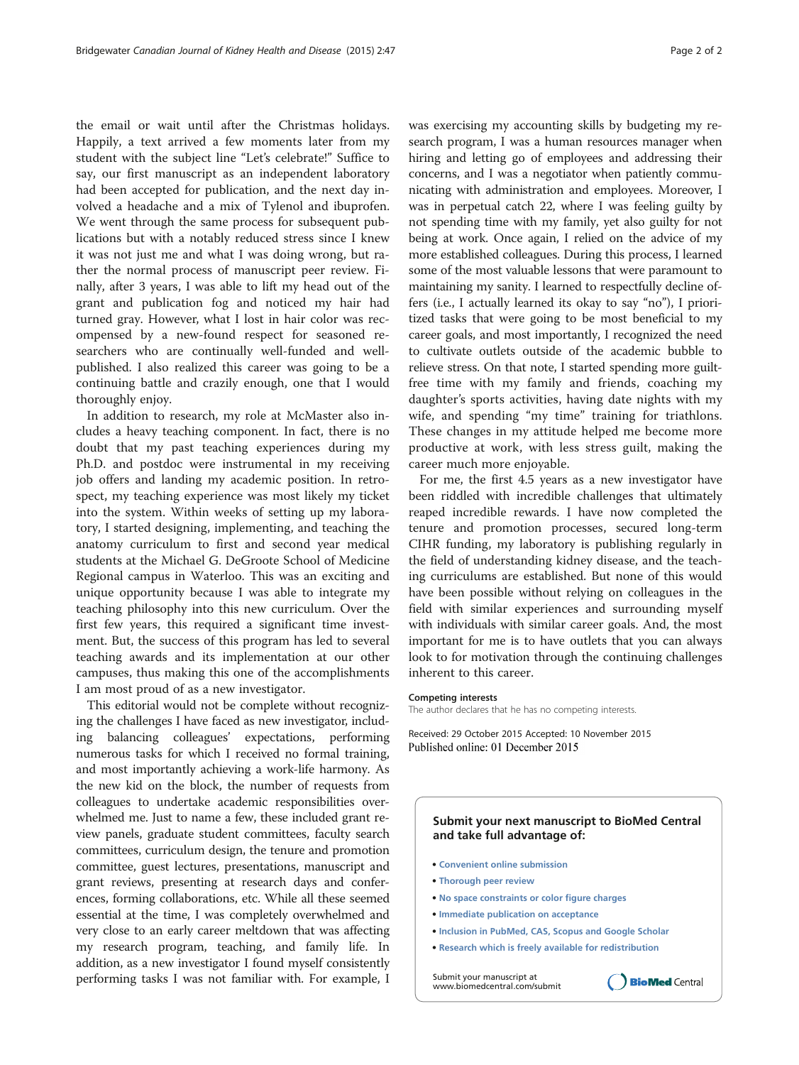the email or wait until after the Christmas holidays. Happily, a text arrived a few moments later from my student with the subject line "Let's celebrate!" Suffice to say, our first manuscript as an independent laboratory had been accepted for publication, and the next day involved a headache and a mix of Tylenol and ibuprofen. We went through the same process for subsequent publications but with a notably reduced stress since I knew it was not just me and what I was doing wrong, but rather the normal process of manuscript peer review. Finally, after 3 years, I was able to lift my head out of the grant and publication fog and noticed my hair had turned gray. However, what I lost in hair color was recompensed by a new-found respect for seasoned researchers who are continually well-funded and well-published. I also realized this career was going to be a continuing battle and crazily enough, one that I would thoroughly enjoy.

In addition to research, my role at McMaster also includes a heavy teaching component. In fact, there is no doubt that my past teaching experiences during my Ph.D. and postdoc were instrumental in my receiving job offers and landing my academic position. In retrospect, my teaching experience was most likely my ticket into the system. Within weeks of setting up my laboratory, I started designing, implementing, and teaching the anatomy curriculum to first and second year medical students at the Michael G. DeGroote School of Medicine Regional campus in Waterloo. This was an exciting and unique opportunity because I was able to integrate my teaching philosophy into this new curriculum. Over the first few years, this required a significant time investment. But, the success of this program has led to several teaching awards and its implementation at our other campuses, thus making this one of the accomplishments I am most proud of as a new investigator.

This editorial would not be complete without recognizing the challenges I have faced as new investigator, including balancing colleagues' expectations, performing numerous tasks for which I received no formal training, and most importantly achieving a work-life harmony. As the new kid on the block, the number of requests from colleagues to undertake academic responsibilities overwhelmed me. Just to name a few, these included grant review panels, graduate student committees, faculty search committees, curriculum design, the tenure and promotion committee, guest lectures, presentations, manuscript and grant reviews, presenting at research days and conferences, forming collaborations, etc. While all these seemed essential at the time, I was completely overwhelmed and very close to an early career meltdown that was affecting my research program, teaching, and family life. In addition, as a new investigator I found myself consistently performing tasks I was not familiar with. For example, I was exercising my accounting skills by budgeting my research program, I was a human resources manager when hiring and letting go of employees and addressing their concerns, and I was a negotiator when patiently communicating with administration and employees. Moreover, I was in perpetual catch 22, where I was feeling guilty by not spending time with my family, yet also guilty for not being at work. Once again, I relied on the advice of my more established colleagues. During this process, I learned some of the most valuable lessons that were paramount to maintaining my sanity. I learned to respectfully decline offers (i.e., I actually learned its okay to say "no"), I prioritized tasks that were going to be most beneficial to my career goals, and most importantly, I recognized the need to cultivate outlets outside of the academic bubble to relieve stress. On that note, I started spending more guilt-free time with my family and friends, coaching my daughter's sports activities, having date nights with my wife, and spending "my time" training for triathlons. These changes in my attitude helped me become more productive at work, with less stress guilt, making the career much more enjoyable.

For me, the first 4.5 years as a new investigator have been riddled with incredible challenges that ultimately reaped incredible rewards. I have now completed the tenure and promotion processes, secured long-term CIHR funding, my laboratory is publishing regularly in the field of understanding kidney disease, and the teaching curriculums are established. But none of this would have been possible without relying on colleagues in the field with similar experiences and surrounding myself with individuals with similar career goals. And, the most important for me is to have outlets that you can always look to for motivation through the continuing challenges inherent to this career.

#### Competing interests

The author declares that he has no competing interests.

Received: 29 October 2015 Accepted: 10 November 2015
Published online: 01 December 2015

**Submit your next manuscript to BioMed Central and take full advantage of:**

- Convenient online submission
- Thorough peer review
- No space constraints or color figure charges
- Immediate publication on acceptance
- Inclusion in PubMed, CAS, Scopus and Google Scholar
- Research which is freely available for redistribution

Submit your manuscript at www.biomedcentral.com/submit